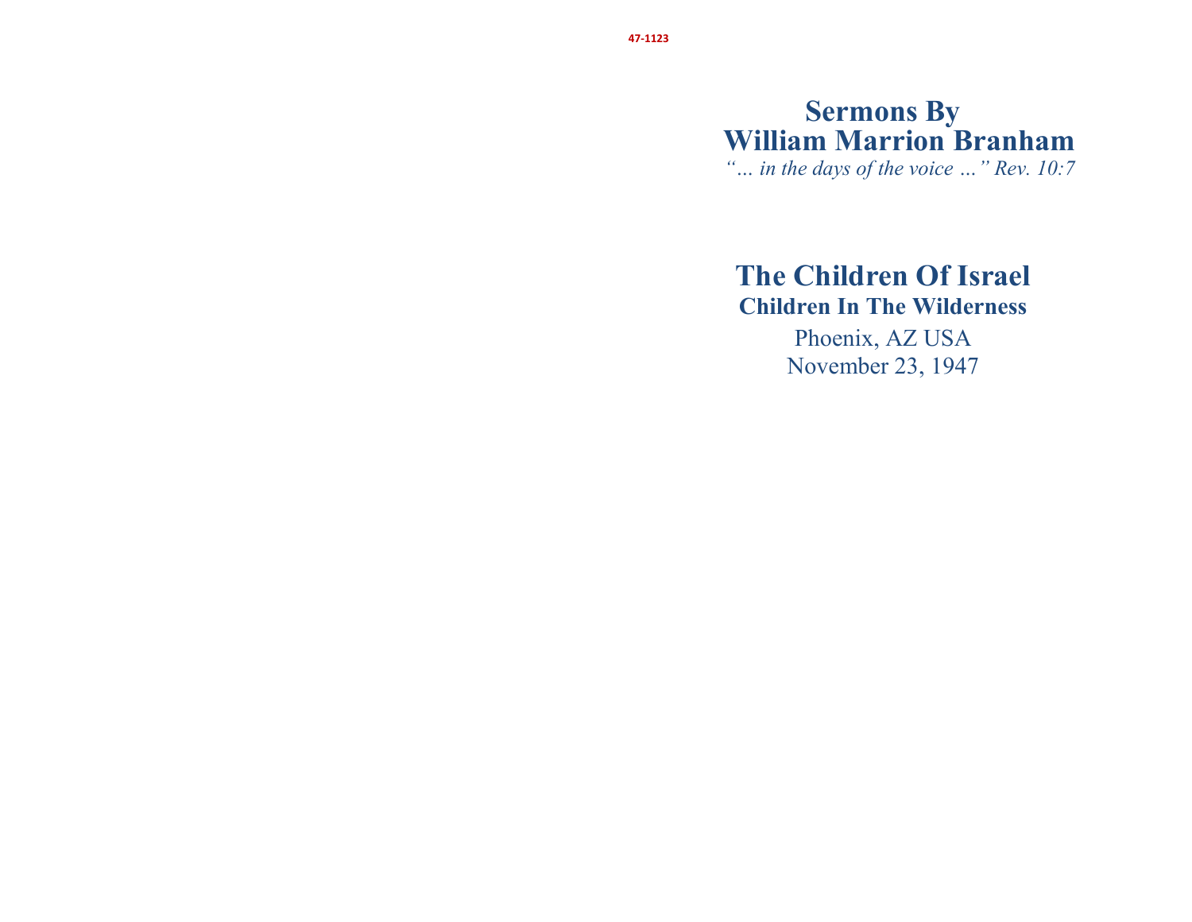47-1123

# Sermons By William Marrion Branham

*"… in the days of the voice …" Rev. 10:7*

# The Children Of Israel

## Children In The Wilderness

Phoenix, AZ USA

November 23, 1947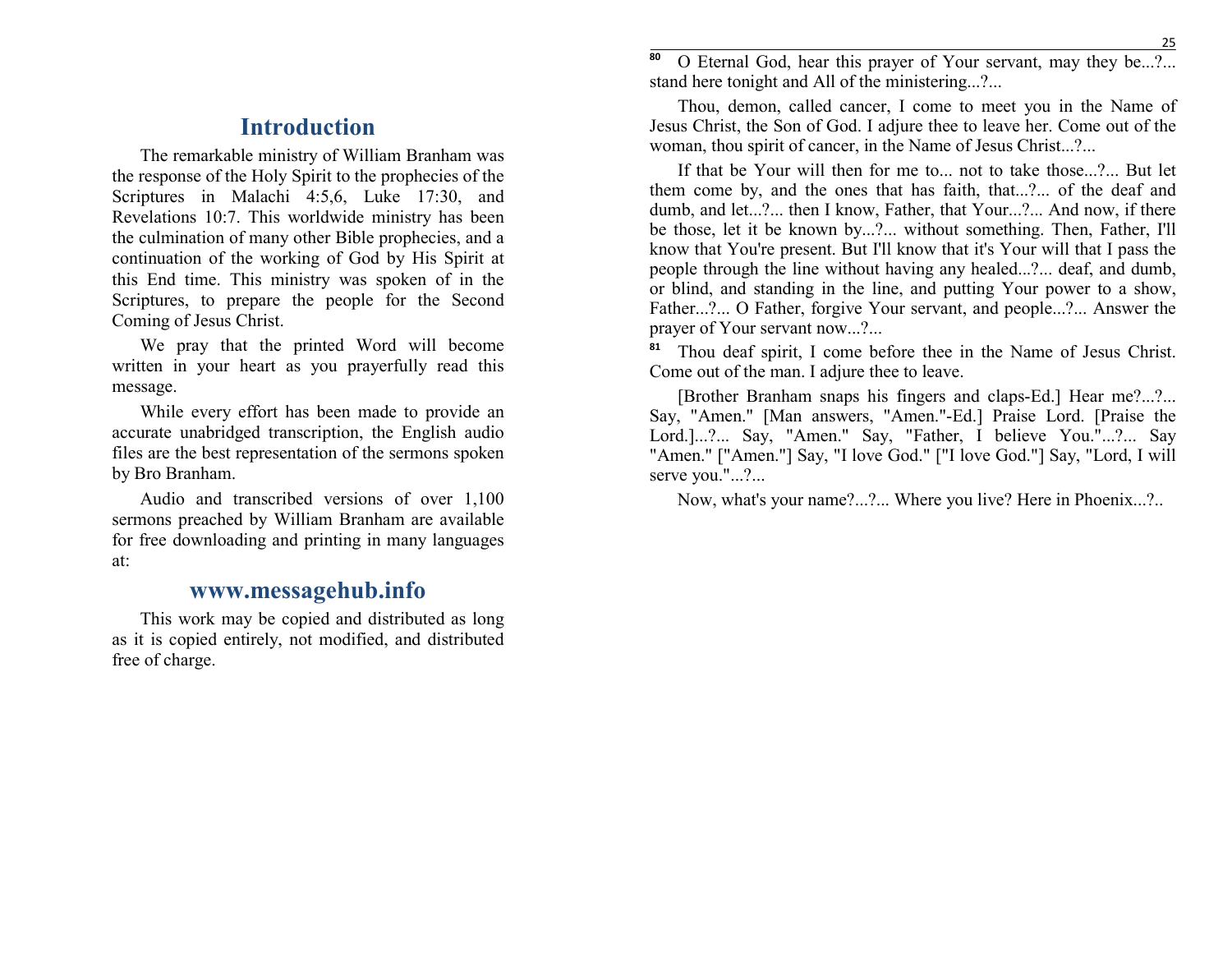# Introduction

The remarkable ministry of William Branham was the response of the Holy Spirit to the prophecies of the Scriptures in Malachi 4:5,6, Luke 17:30, and Revelations 10:7. This worldwide ministry has been the culmination of many other Bible prophecies, and a continuation of the working of God by His Spirit at this End time. This ministry was spoken of in the Scriptures, to prepare the people for the Second Coming of Jesus Christ.

We pray that the printed Word will become written in your heart as you prayerfully read this message.

While every effort has been made to provide an accurate unabridged transcription, the English audio files are the best representation of the sermons spoken by Bro Branham.

Audio and transcribed versions of over 1,100 sermons preached by William Branham are available for free downloading and printing in many languages at:

## www.messagehub.info

This work may be copied and distributed as long as it is copied entirely, not modified, and distributed free of charge.

[80] O Eternal God, hear this prayer of Your servant, may they be...?... stand here tonight and All of the ministering...?...

Thou, demon, called cancer, I come to meet you in the Name of Jesus Christ, the Son of God. I adjure thee to leave her. Come out of the woman, thou spirit of cancer, in the Name of Jesus Christ...?...

If that be Your will then for me to... not to take those...?... But let them come by, and the ones that has faith, that...?... of the deaf and dumb, and let...?... then I know, Father, that Your...?... And now, if there be those, let it be known by...?... without something. Then, Father, I'll know that You're present. But I'll know that it's Your will that I pass the people through the line without having any healed...?... deaf, and dumb, or blind, and standing in the line, and putting Your power to a show, Father...?... O Father, forgive Your servant, and people...?... Answer the prayer of Your servant now...?...

[81] Thou deaf spirit, I come before thee in the Name of Jesus Christ. Come out of the man. I adjure thee to leave.

[Brother Branham snaps his fingers and claps-Ed.] Hear me?...?... Say, "Amen." [Man answers, "Amen."-Ed.] Praise Lord. [Praise the Lord.]...?... Say, "Amen." Say, "Father, I believe You."...?... Say "Amen." ["Amen."] Say, "I love God." ["I love God."] Say, "Lord, I will serve you."...?...

Now, what's your name?...?... Where you live? Here in Phoenix...?..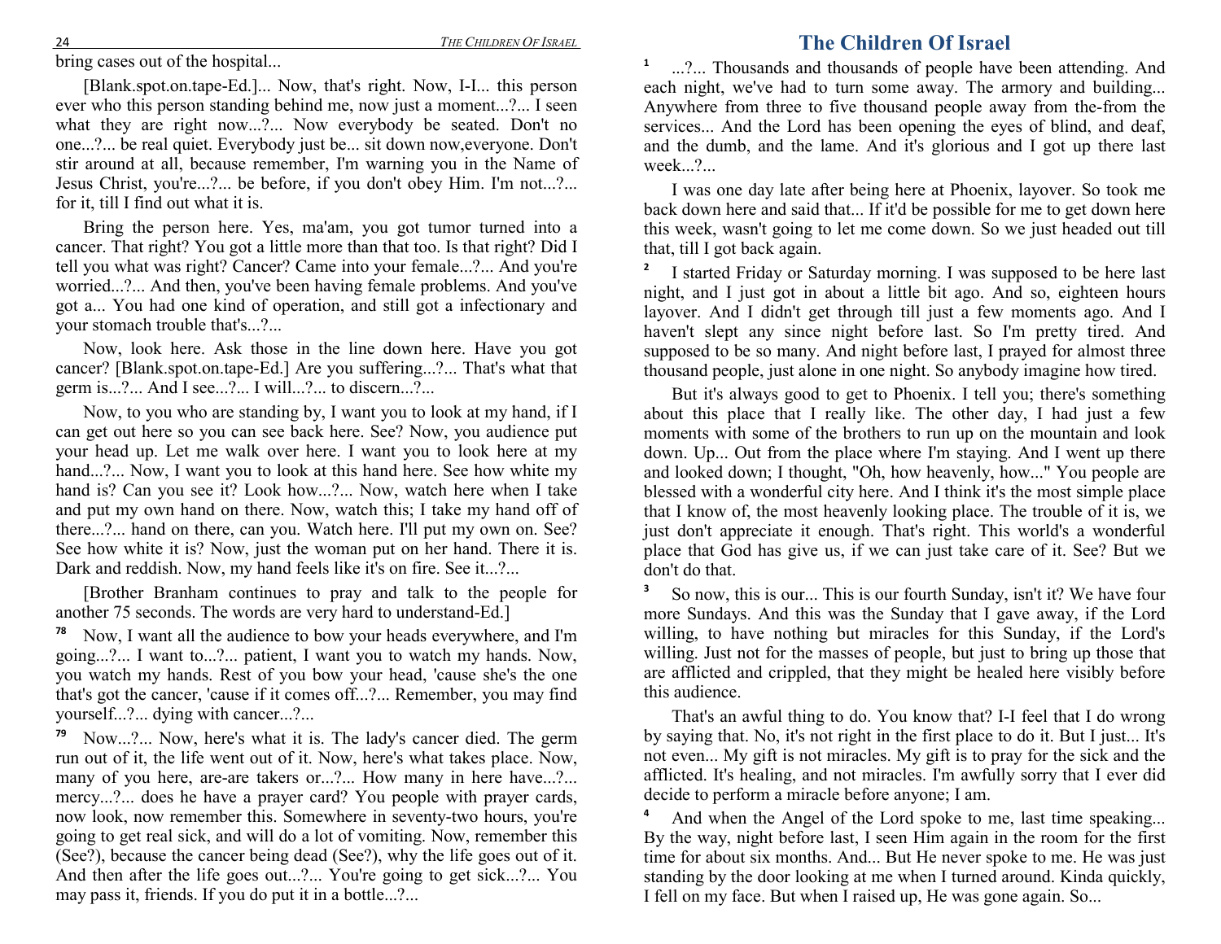bring cases out of the hospital...

[Blank.spot.on.tape-Ed.]... Now, that's right. Now, I-I... this person ever who this person standing behind me, now just a moment...?... I seen what they are right now...?... Now everybody be seated. Don't no one...?... be real quiet. Everybody just be... sit down now,everyone. Don't stir around at all, because remember, I'm warning you in the Name of Jesus Christ, you're...?... be before, if you don't obey Him. I'm not...?... for it, till I find out what it is.

Bring the person here. Yes, ma'am, you got tumor turned into a cancer. That right? You got a little more than that too. Is that right? Did I tell you what was right? Cancer? Came into your female...?... And you're worried...?... And then, you've been having female problems. And you've got a... You had one kind of operation, and still got a infectionary and your stomach trouble that's...?...

Now, look here. Ask those in the line down here. Have you got cancer? [Blank.spot.on.tape-Ed.] Are you suffering...?... That's what that germ is...?... And I see...?... I will...?... to discern...?...

Now, to you who are standing by, I want you to look at my hand, if I can get out here so you can see back here. See? Now, you audience put your head up. Let me walk over here. I want you to look here at my hand...?... Now, I want you to look at this hand here. See how white my hand is? Can you see it? Look how...?... Now, watch here when I take and put my own hand on there. Now, watch this; I take my hand off of there...?... hand on there, can you. Watch here. I'll put my own on. See? See how white it is? Now, just the woman put on her hand. There it is. Dark and reddish. Now, my hand feels like it's on fire. See it...?...

[Brother Branham continues to pray and talk to the people for another 75 seconds. The words are very hard to understand-Ed.]

[78] Now, I want all the audience to bow your heads everywhere, and I'm going...?... I want to...?... patient, I want you to watch my hands. Now, you watch my hands. Rest of you bow your head, 'cause she's the one that's got the cancer, 'cause if it comes off...?... Remember, you may find yourself...?... dying with cancer...?...

[79] Now...?... Now, here's what it is. The lady's cancer died. The germ run out of it, the life went out of it. Now, here's what takes place. Now, many of you here, are-are takers or...?... How many in here have...?... mercy...?... does he have a prayer card? You people with prayer cards, now look, now remember this. Somewhere in seventy-two hours, you're going to get real sick, and will do a lot of vomiting. Now, remember this (See?), because the cancer being dead (See?), why the life goes out of it. And then after the life goes out...?... You're going to get sick...?... You may pass it, friends. If you do put it in a bottle...?...

# The Children Of Israel

[1] ...?... Thousands and thousands of people have been attending. And each night, we've had to turn some away. The armory and building... Anywhere from three to five thousand people away from the-from the services... And the Lord has been opening the eyes of blind, and deaf, and the dumb, and the lame. And it's glorious and I got up there last week...?...

I was one day late after being here at Phoenix, layover. So took me back down here and said that... If it'd be possible for me to get down here this week, wasn't going to let me come down. So we just headed out till that, till I got back again.

[2] I started Friday or Saturday morning. I was supposed to be here last night, and I just got in about a little bit ago. And so, eighteen hours layover. And I didn't get through till just a few moments ago. And I haven't slept any since night before last. So I'm pretty tired. And supposed to be so many. And night before last, I prayed for almost three thousand people, just alone in one night. So anybody imagine how tired.

But it's always good to get to Phoenix. I tell you; there's something about this place that I really like. The other day, I had just a few moments with some of the brothers to run up on the mountain and look down. Up... Out from the place where I'm staying. And I went up there and looked down; I thought, "Oh, how heavenly, how..." You people are blessed with a wonderful city here. And I think it's the most simple place that I know of, the most heavenly looking place. The trouble of it is, we just don't appreciate it enough. That's right. This world's a wonderful place that God has give us, if we can just take care of it. See? But we don't do that.

[3] So now, this is our... This is our fourth Sunday, isn't it? We have four more Sundays. And this was the Sunday that I gave away, if the Lord willing, to have nothing but miracles for this Sunday, if the Lord's willing. Just not for the masses of people, but just to bring up those that are afflicted and crippled, that they might be healed here visibly before this audience.

That's an awful thing to do. You know that? I-I feel that I do wrong by saying that. No, it's not right in the first place to do it. But I just... It's not even... My gift is not miracles. My gift is to pray for the sick and the afflicted. It's healing, and not miracles. I'm awfully sorry that I ever did decide to perform a miracle before anyone; I am.

[4] And when the Angel of the Lord spoke to me, last time speaking... By the way, night before last, I seen Him again in the room for the first time for about six months. And... But He never spoke to me. He was just standing by the door looking at me when I turned around. Kinda quickly, I fell on my face. But when I raised up, He was gone again. So...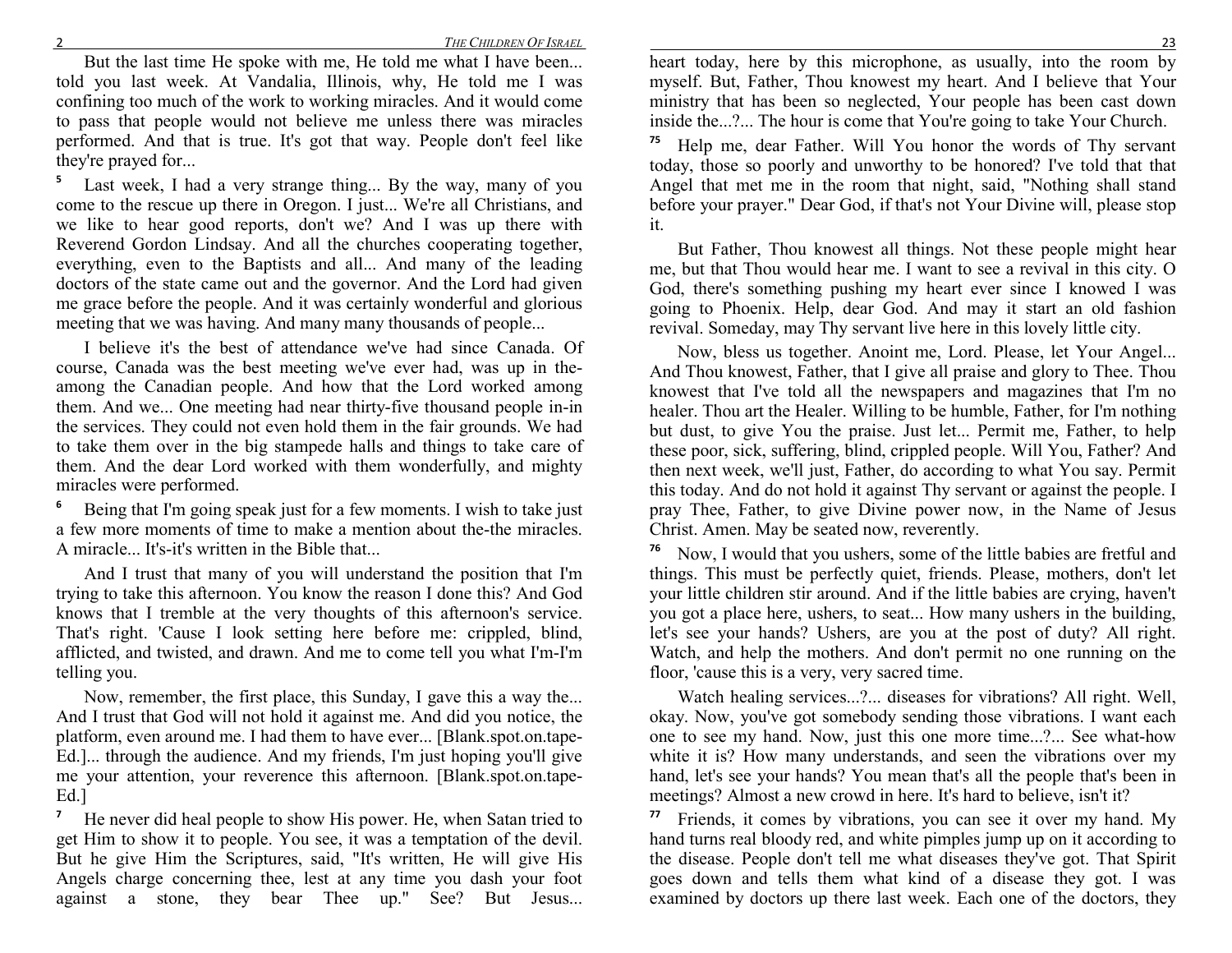But the last time He spoke with me, He told me what I have been... told you last week. At Vandalia, Illinois, why, He told me I was confining too much of the work to working miracles. And it would come to pass that people would not believe me unless there was miracles performed. And that is true. It's got that way. People don't feel like they're prayed for...

5 Last week, I had a very strange thing... By the way, many of you come to the rescue up there in Oregon. I just... We're all Christians, and we like to hear good reports, don't we? And I was up there with Reverend Gordon Lindsay. And all the churches cooperating together, everything, even to the Baptists and all... And many of the leading doctors of the state came out and the governor. And the Lord had given me grace before the people. And it was certainly wonderful and glorious meeting that we was having. And many many thousands of people...

I believe it's the best of attendance we've had since Canada. Of course, Canada was the best meeting we've ever had, was up in the-among the Canadian people. And how that the Lord worked among them. And we... One meeting had near thirty-five thousand people in-in the services. They could not even hold them in the fair grounds. We had to take them over in the big stampede halls and things to take care of them. And the dear Lord worked with them wonderfully, and mighty miracles were performed.

6 Being that I'm going speak just for a few moments. I wish to take just a few more moments of time to make a mention about the-the miracles. A miracle... It's-it's written in the Bible that...

And I trust that many of you will understand the position that I'm trying to take this afternoon. You know the reason I done this? And God knows that I tremble at the very thoughts of this afternoon's service. That's right. 'Cause I look setting here before me: crippled, blind, afflicted, and twisted, and drawn. And me to come tell you what I'm-I'm telling you.

Now, remember, the first place, this Sunday, I gave this a way the... And I trust that God will not hold it against me. And did you notice, the platform, even around me. I had them to have ever... [Blank.spot.on.tape-Ed.]... through the audience. And my friends, I'm just hoping you'll give me your attention, your reverence this afternoon. [Blank.spot.on.tape-Ed.]

7 He never did heal people to show His power. He, when Satan tried to get Him to show it to people. You see, it was a temptation of the devil. But he give Him the Scriptures, said, "It's written, He will give His Angels charge concerning thee, lest at any time you dash your foot against a stone, they bear Thee up." See? But Jesus...

heart today, here by this microphone, as usually, into the room by myself. But, Father, Thou knowest my heart. And I believe that Your ministry that has been so neglected, Your people has been cast down inside the...?... The hour is come that You're going to take Your Church.

75 Help me, dear Father. Will You honor the words of Thy servant today, those so poorly and unworthy to be honored? I've told that that Angel that met me in the room that night, said, "Nothing shall stand before your prayer." Dear God, if that's not Your Divine will, please stop it.

But Father, Thou knowest all things. Not these people might hear me, but that Thou would hear me. I want to see a revival in this city. O God, there's something pushing my heart ever since I knowed I was going to Phoenix. Help, dear God. And may it start an old fashion revival. Someday, may Thy servant live here in this lovely little city.

Now, bless us together. Anoint me, Lord. Please, let Your Angel... And Thou knowest, Father, that I give all praise and glory to Thee. Thou knowest that I've told all the newspapers and magazines that I'm no healer. Thou art the Healer. Willing to be humble, Father, for I'm nothing but dust, to give You the praise. Just let... Permit me, Father, to help these poor, sick, suffering, blind, crippled people. Will You, Father? And then next week, we'll just, Father, do according to what You say. Permit this today. And do not hold it against Thy servant or against the people. I pray Thee, Father, to give Divine power now, in the Name of Jesus Christ. Amen. May be seated now, reverently.

76 Now, I would that you ushers, some of the little babies are fretful and things. This must be perfectly quiet, friends. Please, mothers, don't let your little children stir around. And if the little babies are crying, haven't you got a place here, ushers, to seat... How many ushers in the building, let's see your hands? Ushers, are you at the post of duty? All right. Watch, and help the mothers. And don't permit no one running on the floor, 'cause this is a very, very sacred time.

Watch healing services...?... diseases for vibrations? All right. Well, okay. Now, you've got somebody sending those vibrations. I want each one to see my hand. Now, just this one more time...?... See what-how white it is? How many understands, and seen the vibrations over my hand, let's see your hands? You mean that's all the people that's been in meetings? Almost a new crowd in here. It's hard to believe, isn't it?

77 Friends, it comes by vibrations, you can see it over my hand. My hand turns real bloody red, and white pimples jump up on it according to the disease. People don't tell me what diseases they've got. That Spirit goes down and tells them what kind of a disease they got. I was examined by doctors up there last week. Each one of the doctors, they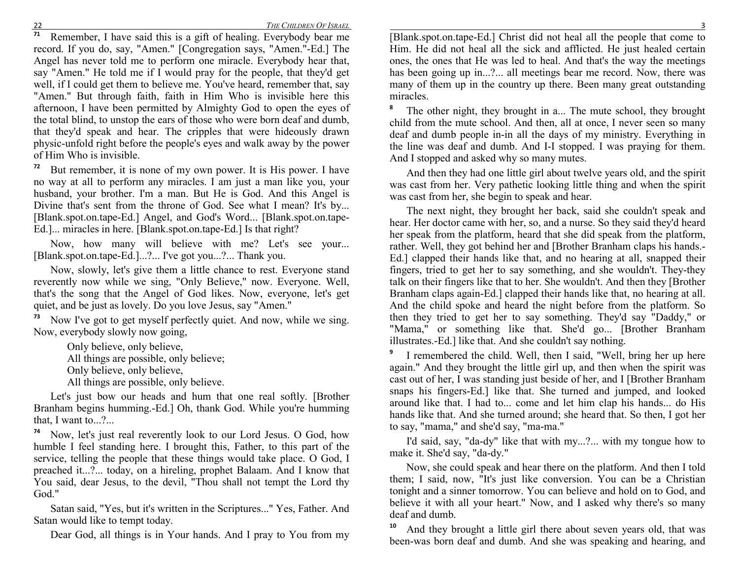**71** Remember, I have said this is a gift of healing. Everybody bear me record. If you do, say, "Amen." [Congregation says, "Amen."-Ed.] The Angel has never told me to perform one miracle. Everybody hear that, say "Amen." He told me if I would pray for the people, that they'd get well, if I could get them to believe me. You've heard, remember that, say "Amen." But through faith, faith in Him Who is invisible here this afternoon, I have been permitted by Almighty God to open the eyes of the total blind, to unstop the ears of those who were born deaf and dumb, that they'd speak and hear. The cripples that were hideously drawn physic-unfold right before the people's eyes and walk away by the power of Him Who is invisible.

**72** But remember, it is none of my own power. It is His power. I have no way at all to perform any miracles. I am just a man like you, your husband, your brother. I'm a man. But He is God. And this Angel is Divine that's sent from the throne of God. See what I mean? It's by... [Blank.spot.on.tape-Ed.] Angel, and God's Word... [Blank.spot.on.tape-Ed.]... miracles in here. [Blank.spot.on.tape-Ed.] Is that right?

Now, how many will believe with me? Let's see your... [Blank.spot.on.tape-Ed.]...?... I've got you...?... Thank you.

Now, slowly, let's give them a little chance to rest. Everyone stand reverently now while we sing, "Only Believe," now. Everyone. Well, that's the song that the Angel of God likes. Now, everyone, let's get quiet, and be just as lovely. Do you love Jesus, say "Amen."

**73** Now I've got to get myself perfectly quiet. And now, while we sing. Now, everybody slowly now going,

> Only believe, only believe,
> All things are possible, only believe;
> Only believe, only believe,
> All things are possible, only believe.

Let's just bow our heads and hum that one real softly. [Brother Branham begins humming.-Ed.] Oh, thank God. While you're humming that, I want to...?...

**74** Now, let's just real reverently look to our Lord Jesus. O God, how humble I feel standing here. I brought this, Father, to this part of the service, telling the people that these things would take place. O God, I preached it...?... today, on a hireling, prophet Balaam. And I know that You said, dear Jesus, to the devil, "Thou shall not tempt the Lord thy God."

Satan said, "Yes, but it's written in the Scriptures..." Yes, Father. And Satan would like to tempt today.

Dear God, all things is in Your hands. And I pray to You from my

[Blank.spot.on.tape-Ed.] Christ did not heal all the people that come to Him. He did not heal all the sick and afflicted. He just healed certain ones, the ones that He was led to heal. And that's the way the meetings has been going up in...?... all meetings bear me record. Now, there was many of them up in the country up there. Been many great outstanding miracles.

**8** The other night, they brought in a... The mute school, they brought child from the mute school. And then, all at once, I never seen so many deaf and dumb people in-in all the days of my ministry. Everything in the line was deaf and dumb. And I-I stopped. I was praying for them. And I stopped and asked why so many mutes.

And then they had one little girl about twelve years old, and the spirit was cast from her. Very pathetic looking little thing and when the spirit was cast from her, she begin to speak and hear.

The next night, they brought her back, said she couldn't speak and hear. Her doctor came with her, so, and a nurse. So they said they'd heard her speak from the platform, heard that she did speak from the platform, rather. Well, they got behind her and [Brother Branham claps his hands.-Ed.] clapped their hands like that, and no hearing at all, snapped their fingers, tried to get her to say something, and she wouldn't. They-they talk on their fingers like that to her. She wouldn't. And then they [Brother Branham claps again-Ed.] clapped their hands like that, no hearing at all. And the child spoke and heard the night before from the platform. So then they tried to get her to say something. They'd say "Daddy," or "Mama," or something like that. She'd go... [Brother Branham illustrates.-Ed.] like that. And she couldn't say nothing.

**9** I remembered the child. Well, then I said, "Well, bring her up here again." And they brought the little girl up, and then when the spirit was cast out of her, I was standing just beside of her, and I [Brother Branham snaps his fingers-Ed.] like that. She turned and jumped, and looked around like that. I had to... come and let him clap his hands... do His hands like that. And she turned around; she heard that. So then, I got her to say, "mama," and she'd say, "ma-ma."

I'd said, say, "da-dy" like that with my...?... with my tongue how to make it. She'd say, "da-dy."

Now, she could speak and hear there on the platform. And then I told them; I said, now, "It's just like conversion. You can be a Christian tonight and a sinner tomorrow. You can believe and hold on to God, and believe it with all your heart." Now, and I asked why there's so many deaf and dumb.

**10** And they brought a little girl there about seven years old, that was been-was born deaf and dumb. And she was speaking and hearing, and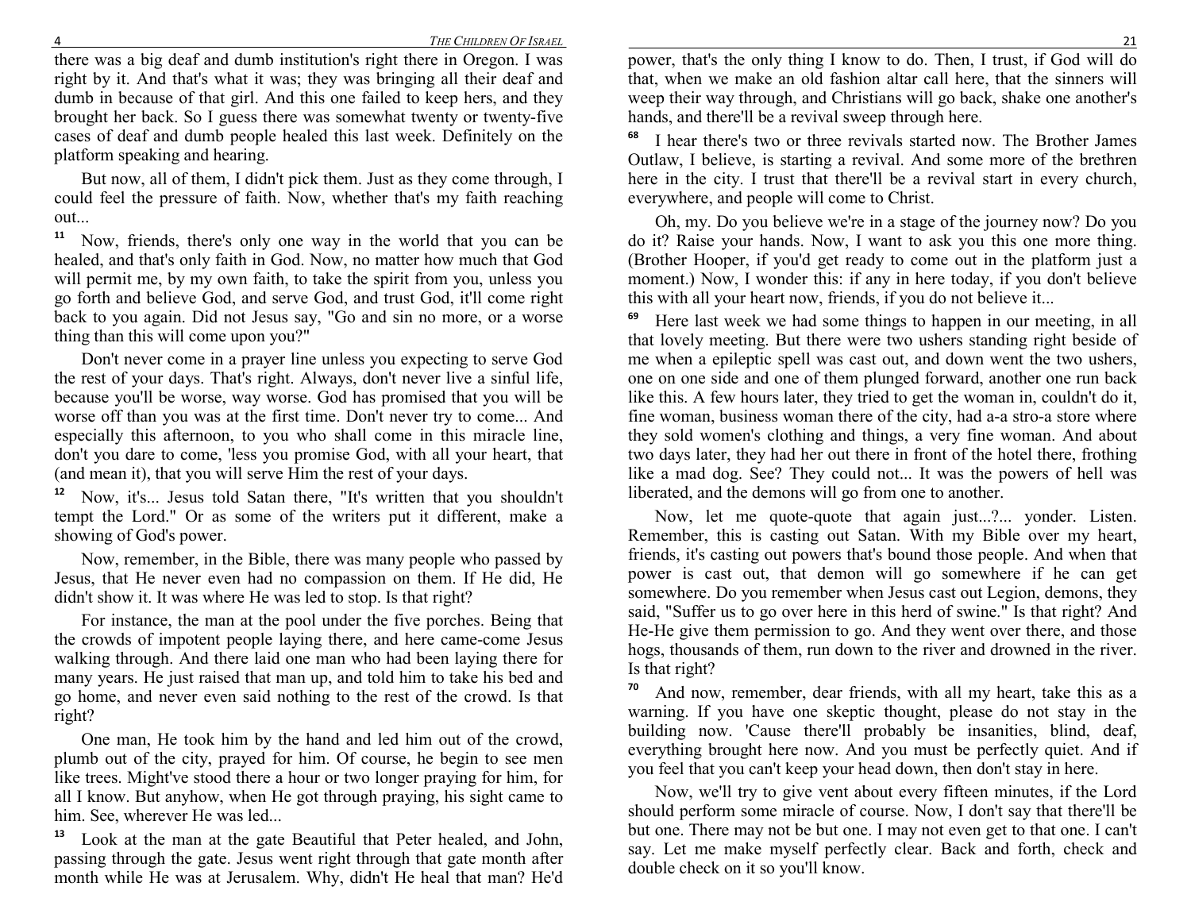there was a big deaf and dumb institution's right there in Oregon. I was right by it. And that's what it was; they was bringing all their deaf and dumb in because of that girl. And this one failed to keep hers, and they brought her back. So I guess there was somewhat twenty or twenty-five cases of deaf and dumb people healed this last week. Definitely on the platform speaking and hearing.

But now, all of them, I didn't pick them. Just as they come through, I could feel the pressure of faith. Now, whether that's my faith reaching out...

**11** Now, friends, there's only one way in the world that you can be healed, and that's only faith in God. Now, no matter how much that God will permit me, by my own faith, to take the spirit from you, unless you go forth and believe God, and serve God, and trust God, it'll come right back to you again. Did not Jesus say, "Go and sin no more, or a worse thing than this will come upon you?"

Don't never come in a prayer line unless you expecting to serve God the rest of your days. That's right. Always, don't never live a sinful life, because you'll be worse, way worse. God has promised that you will be worse off than you was at the first time. Don't never try to come... And especially this afternoon, to you who shall come in this miracle line, don't you dare to come, 'less you promise God, with all your heart, that (and mean it), that you will serve Him the rest of your days.

**12** Now, it's... Jesus told Satan there, "It's written that you shouldn't tempt the Lord." Or as some of the writers put it different, make a showing of God's power.

Now, remember, in the Bible, there was many people who passed by Jesus, that He never even had no compassion on them. If He did, He didn't show it. It was where He was led to stop. Is that right?

For instance, the man at the pool under the five porches. Being that the crowds of impotent people laying there, and here came-come Jesus walking through. And there laid one man who had been laying there for many years. He just raised that man up, and told him to take his bed and go home, and never even said nothing to the rest of the crowd. Is that right?

One man, He took him by the hand and led him out of the crowd, plumb out of the city, prayed for him. Of course, he begin to see men like trees. Might've stood there a hour or two longer praying for him, for all I know. But anyhow, when He got through praying, his sight came to him. See, wherever He was led...

**13** Look at the man at the gate Beautiful that Peter healed, and John, passing through the gate. Jesus went right through that gate month after month while He was at Jerusalem. Why, didn't He heal that man? He'd

power, that's the only thing I know to do. Then, I trust, if God will do that, when we make an old fashion altar call here, that the sinners will weep their way through, and Christians will go back, shake one another's hands, and there'll be a revival sweep through here.

**68** I hear there's two or three revivals started now. The Brother James Outlaw, I believe, is starting a revival. And some more of the brethren here in the city. I trust that there'll be a revival start in every church, everywhere, and people will come to Christ.

Oh, my. Do you believe we're in a stage of the journey now? Do you do it? Raise your hands. Now, I want to ask you this one more thing. (Brother Hooper, if you'd get ready to come out in the platform just a moment.) Now, I wonder this: if any in here today, if you don't believe this with all your heart now, friends, if you do not believe it...

**69** Here last week we had some things to happen in our meeting, in all that lovely meeting. But there were two ushers standing right beside of me when a epileptic spell was cast out, and down went the two ushers, one on one side and one of them plunged forward, another one run back like this. A few hours later, they tried to get the woman in, couldn't do it, fine woman, business woman there of the city, had a-a stro-a store where they sold women's clothing and things, a very fine woman. And about two days later, they had her out there in front of the hotel there, frothing like a mad dog. See? They could not... It was the powers of hell was liberated, and the demons will go from one to another.

Now, let me quote-quote that again just...?... yonder. Listen. Remember, this is casting out Satan. With my Bible over my heart, friends, it's casting out powers that's bound those people. And when that power is cast out, that demon will go somewhere if he can get somewhere. Do you remember when Jesus cast out Legion, demons, they said, "Suffer us to go over here in this herd of swine." Is that right? And He-He give them permission to go. And they went over there, and those hogs, thousands of them, run down to the river and drowned in the river. Is that right?

**70** And now, remember, dear friends, with all my heart, take this as a warning. If you have one skeptic thought, please do not stay in the building now. 'Cause there'll probably be insanities, blind, deaf, everything brought here now. And you must be perfectly quiet. And if you feel that you can't keep your head down, then don't stay in here.

Now, we'll try to give vent about every fifteen minutes, if the Lord should perform some miracle of course. Now, I don't say that there'll be but one. There may not be but one. I may not even get to that one. I can't say. Let me make myself perfectly clear. Back and forth, check and double check on it so you'll know.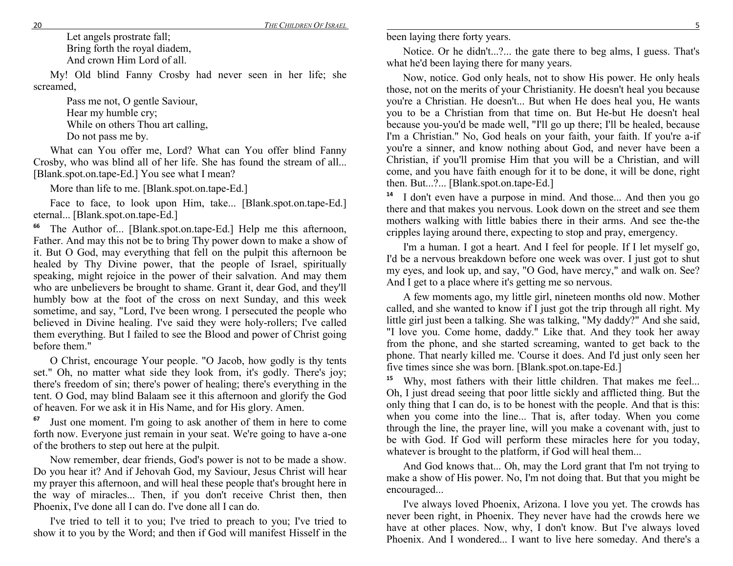Let angels prostrate fall;
Bring forth the royal diadem,
And crown Him Lord of all.

My! Old blind Fanny Crosby had never seen in her life; she screamed,

Pass me not, O gentle Saviour,
Hear my humble cry;
While on others Thou art calling,
Do not pass me by.

What can You offer me, Lord? What can You offer blind Fanny Crosby, who was blind all of her life. She has found the stream of all... [Blank.spot.on.tape-Ed.] You see what I mean?

More than life to me. [Blank.spot.on.tape-Ed.]

Face to face, to look upon Him, take... [Blank.spot.on.tape-Ed.] eternal... [Blank.spot.on.tape-Ed.]

**66** The Author of... [Blank.spot.on.tape-Ed.] Help me this afternoon, Father. And may this not be to bring Thy power down to make a show of it. But O God, may everything that fell on the pulpit this afternoon be healed by Thy Divine power, that the people of Israel, spiritually speaking, might rejoice in the power of their salvation. And may them who are unbelievers be brought to shame. Grant it, dear God, and they'll humbly bow at the foot of the cross on next Sunday, and this week sometime, and say, "Lord, I've been wrong. I persecuted the people who believed in Divine healing. I've said they were holy-rollers; I've called them everything. But I failed to see the Blood and power of Christ going before them."

O Christ, encourage Your people. "O Jacob, how godly is thy tents set." Oh, no matter what side they look from, it's godly. There's joy; there's freedom of sin; there's power of healing; there's everything in the tent. O God, may blind Balaam see it this afternoon and glorify the God of heaven. For we ask it in His Name, and for His glory. Amen.

**67** Just one moment. I'm going to ask another of them in here to come forth now. Everyone just remain in your seat. We're going to have a-one of the brothers to step out here at the pulpit.

Now remember, dear friends, God's power is not to be made a show. Do you hear it? And if Jehovah God, my Saviour, Jesus Christ will hear my prayer this afternoon, and will heal these people that's brought here in the way of miracles... Then, if you don't receive Christ then, then Phoenix, I've done all I can do. I've done all I can do.

I've tried to tell it to you; I've tried to preach to you; I've tried to show it to you by the Word; and then if God will manifest Hisself in the

been laying there forty years.

Notice. Or he didn't...?... the gate there to beg alms, I guess. That's what he'd been laying there for many years.

Now, notice. God only heals, not to show His power. He only heals those, not on the merits of your Christianity. He doesn't heal you because you're a Christian. He doesn't... But when He does heal you, He wants you to be a Christian from that time on. But He-but He doesn't heal because you-you'd be made well, "I'll go up there; I'll be healed, because I'm a Christian." No, God heals on your faith, your faith. If you're a-if you're a sinner, and know nothing about God, and never have been a Christian, if you'll promise Him that you will be a Christian, and will come, and you have faith enough for it to be done, it will be done, right then. But...?... [Blank.spot.on.tape-Ed.]

**14** I don't even have a purpose in mind. And those... And then you go there and that makes you nervous. Look down on the street and see them mothers walking with little babies there in their arms. And see the-the cripples laying around there, expecting to stop and pray, emergency.

I'm a human. I got a heart. And I feel for people. If I let myself go, I'd be a nervous breakdown before one week was over. I just got to shut my eyes, and look up, and say, "O God, have mercy," and walk on. See? And I get to a place where it's getting me so nervous.

A few moments ago, my little girl, nineteen months old now. Mother called, and she wanted to know if I just got the trip through all right. My little girl just been a talking. She was talking, "My daddy?" And she said, "I love you. Come home, daddy." Like that. And they took her away from the phone, and she started screaming, wanted to get back to the phone. That nearly killed me. 'Course it does. And I'd just only seen her five times since she was born. [Blank.spot.on.tape-Ed.]

**15** Why, most fathers with their little children. That makes me feel... Oh, I just dread seeing that poor little sickly and afflicted thing. But the only thing that I can do, is to be honest with the people. And that is this: when you come into the line... That is, after today. When you come through the line, the prayer line, will you make a covenant with, just to be with God. If God will perform these miracles here for you today, whatever is brought to the platform, if God will heal them...

And God knows that... Oh, may the Lord grant that I'm not trying to make a show of His power. No, I'm not doing that. But that you might be encouraged...

I've always loved Phoenix, Arizona. I love you yet. The crowds has never been right, in Phoenix. They never have had the crowds here we have at other places. Now, why, I don't know. But I've always loved Phoenix. And I wondered... I want to live here someday. And there's a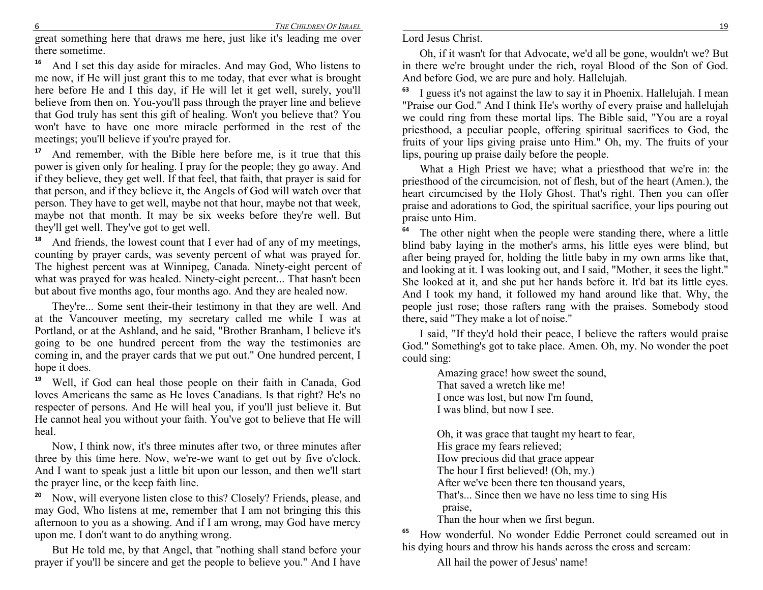great something here that draws me here, just like it's leading me over there sometime.

**16** And I set this day aside for miracles. And may God, Who listens to me now, if He will just grant this to me today, that ever what is brought here before He and I this day, if He will let it get well, surely, you'll believe from then on. You-you'll pass through the prayer line and believe that God truly has sent this gift of healing. Won't you believe that? You won't have to have one more miracle performed in the rest of the meetings; you'll believe if you're prayed for.

**17** And remember, with the Bible here before me, is it true that this power is given only for healing. I pray for the people; they go away. And if they believe, they get well. If that feel, that faith, that prayer is said for that person, and if they believe it, the Angels of God will watch over that person. They have to get well, maybe not that hour, maybe not that week, maybe not that month. It may be six weeks before they're well. But they'll get well. They've got to get well.

**18** And friends, the lowest count that I ever had of any of my meetings, counting by prayer cards, was seventy percent of what was prayed for. The highest percent was at Winnipeg, Canada. Ninety-eight percent of what was prayed for was healed. Ninety-eight percent... That hasn't been but about five months ago, four months ago. And they are healed now.

They're... Some sent their-their testimony in that they are well. And at the Vancouver meeting, my secretary called me while I was at Portland, or at the Ashland, and he said, "Brother Branham, I believe it's going to be one hundred percent from the way the testimonies are coming in, and the prayer cards that we put out." One hundred percent, I hope it does.

**19** Well, if God can heal those people on their faith in Canada, God loves Americans the same as He loves Canadians. Is that right? He's no respecter of persons. And He will heal you, if you'll just believe it. But He cannot heal you without your faith. You've got to believe that He will heal.

Now, I think now, it's three minutes after two, or three minutes after three by this time here. Now, we're-we want to get out by five o'clock. And I want to speak just a little bit upon our lesson, and then we'll start the prayer line, or the keep faith line.

**20** Now, will everyone listen close to this? Closely? Friends, please, and may God, Who listens at me, remember that I am not bringing this this afternoon to you as a showing. And if I am wrong, may God have mercy upon me. I don't want to do anything wrong.

But He told me, by that Angel, that "nothing shall stand before your prayer if you'll be sincere and get the people to believe you." And I have

Lord Jesus Christ.

Oh, if it wasn't for that Advocate, we'd all be gone, wouldn't we? But in there we're brought under the rich, royal Blood of the Son of God. And before God, we are pure and holy. Hallelujah.

**63** I guess it's not against the law to say it in Phoenix. Hallelujah. I mean "Praise our God." And I think He's worthy of every praise and hallelujah we could ring from these mortal lips. The Bible said, "You are a royal priesthood, a peculiar people, offering spiritual sacrifices to God, the fruits of your lips giving praise unto Him." Oh, my. The fruits of your lips, pouring up praise daily before the people.

What a High Priest we have; what a priesthood that we're in: the priesthood of the circumcision, not of flesh, but of the heart (Amen.), the heart circumcised by the Holy Ghost. That's right. Then you can offer praise and adorations to God, the spiritual sacrifice, your lips pouring out praise unto Him.

**64** The other night when the people were standing there, where a little blind baby laying in the mother's arms, his little eyes were blind, but after being prayed for, holding the little baby in my own arms like that, and looking at it. I was looking out, and I said, "Mother, it sees the light." She looked at it, and she put her hands before it. It'd bat its little eyes. And I took my hand, it followed my hand around like that. Why, the people just rose; those rafters rang with the praises. Somebody stood there, said "They make a lot of noise."

I said, "If they'd hold their peace, I believe the rafters would praise God." Something's got to take place. Amen. Oh, my. No wonder the poet could sing:

> Amazing grace! how sweet the sound,
> That saved a wretch like me!
> I once was lost, but now I'm found,
> I was blind, but now I see.
>
> Oh, it was grace that taught my heart to fear,
> His grace my fears relieved;
> How precious did that grace appear
> The hour I first believed! (Oh, my.)
> After we've been there ten thousand years,
> That's... Since then we have no less time to sing His praise,
> Than the hour when we first begun.

**65** How wonderful. No wonder Eddie Perronet could screamed out in his dying hours and throw his hands across the cross and scream:

> All hail the power of Jesus' name!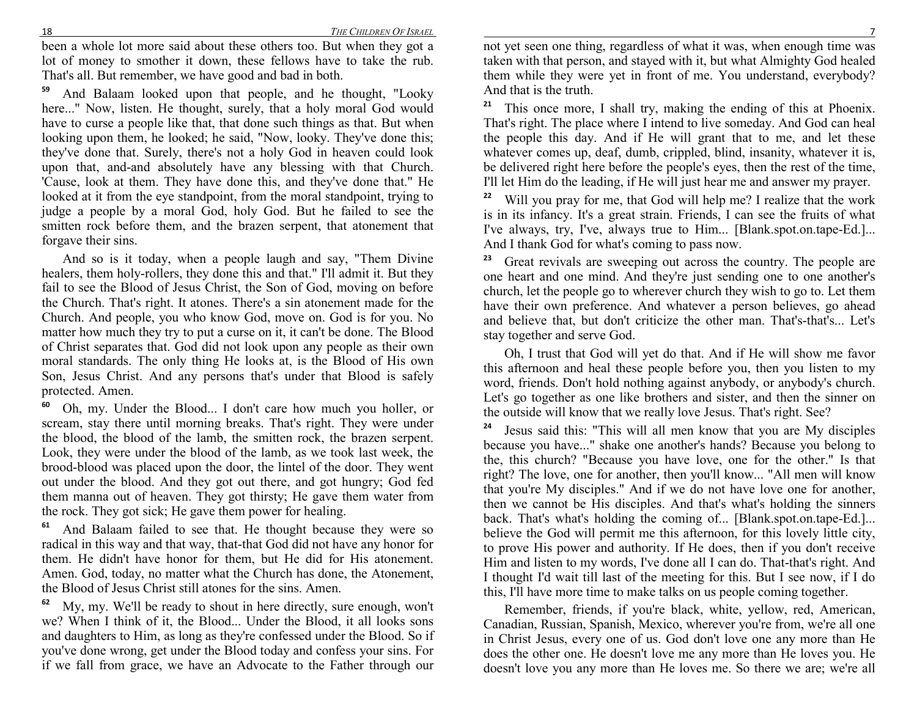been a whole lot more said about these others too. But when they got a lot of money to smother it down, these fellows have to take the rub. That's all. But remember, we have good and bad in both.

**59** And Balaam looked upon that people, and he thought, "Looky here..." Now, listen. He thought, surely, that a holy moral God would have to curse a people like that, that done such things as that. But when looking upon them, he looked; he said, "Now, looky. They've done this; they've done that. Surely, there's not a holy God in heaven could look upon that, and-and absolutely have any blessing with that Church. 'Cause, look at them. They have done this, and they've done that." He looked at it from the eye standpoint, from the moral standpoint, trying to judge a people by a moral God, holy God. But he failed to see the smitten rock before them, and the brazen serpent, that atonement that forgave their sins.

And so is it today, when a people laugh and say, "Them Divine healers, them holy-rollers, they done this and that." I'll admit it. But they fail to see the Blood of Jesus Christ, the Son of God, moving on before the Church. That's right. It atones. There's a sin atonement made for the Church. And people, you who know God, move on. God is for you. No matter how much they try to put a curse on it, it can't be done. The Blood of Christ separates that. God did not look upon any people as their own moral standards. The only thing He looks at, is the Blood of His own Son, Jesus Christ. And any persons that's under that Blood is safely protected. Amen.

**60** Oh, my. Under the Blood... I don't care how much you holler, or scream, stay there until morning breaks. That's right. They were under the blood, the blood of the lamb, the smitten rock, the brazen serpent. Look, they were under the blood of the lamb, as we took last week, the brood-blood was placed upon the door, the lintel of the door. They went out under the blood. And they got out there, and got hungry; God fed them manna out of heaven. They got thirsty; He gave them water from the rock. They got sick; He gave them power for healing.

**61** And Balaam failed to see that. He thought because they were so radical in this way and that way, that-that God did not have any honor for them. He didn't have honor for them, but He did for His atonement. Amen. God, today, no matter what the Church has done, the Atonement, the Blood of Jesus Christ still atones for the sins. Amen.

**62** My, my. We'll be ready to shout in here directly, sure enough, won't we? When I think of it, the Blood... Under the Blood, it all looks sons and daughters to Him, as long as they're confessed under the Blood. So if you've done wrong, get under the Blood today and confess your sins. For if we fall from grace, we have an Advocate to the Father through our

not yet seen one thing, regardless of what it was, when enough time was taken with that person, and stayed with it, but what Almighty God healed them while they were yet in front of me. You understand, everybody? And that is the truth.

**21** This once more, I shall try, making the ending of this at Phoenix. That's right. The place where I intend to live someday. And God can heal the people this day. And if He will grant that to me, and let these whatever comes up, deaf, dumb, crippled, blind, insanity, whatever it is, be delivered right here before the people's eyes, then the rest of the time, I'll let Him do the leading, if He will just hear me and answer my prayer.

**22** Will you pray for me, that God will help me? I realize that the work is in its infancy. It's a great strain. Friends, I can see the fruits of what I've always, try, I've, always true to Him... [Blank.spot.on.tape-Ed.]... And I thank God for what's coming to pass now.

**23** Great revivals are sweeping out across the country. The people are one heart and one mind. And they're just sending one to one another's church, let the people go to wherever church they wish to go to. Let them have their own preference. And whatever a person believes, go ahead and believe that, but don't criticize the other man. That's-that's... Let's stay together and serve God.

Oh, I trust that God will yet do that. And if He will show me favor this afternoon and heal these people before you, then you listen to my word, friends. Don't hold nothing against anybody, or anybody's church. Let's go together as one like brothers and sister, and then the sinner on the outside will know that we really love Jesus. That's right. See?

**24** Jesus said this: "This will all men know that you are My disciples because you have..." shake one another's hands? Because you belong to the, this church? "Because you have love, one for the other." Is that right? The love, one for another, then you'll know... "All men will know that you're My disciples." And if we do not have love one for another, then we cannot be His disciples. And that's what's holding the sinners back. That's what's holding the coming of... [Blank.spot.on.tape-Ed.]... believe the God will permit me this afternoon, for this lovely little city, to prove His power and authority. If He does, then if you don't receive Him and listen to my words, I've done all I can do. That-that's right. And I thought I'd wait till last of the meeting for this. But I see now, if I do this, I'll have more time to make talks on us people coming together.

Remember, friends, if you're black, white, yellow, red, American, Canadian, Russian, Spanish, Mexico, wherever you're from, we're all one in Christ Jesus, every one of us. God don't love one any more than He does the other one. He doesn't love me any more than He loves you. He doesn't love you any more than He loves me. So there we are; we're all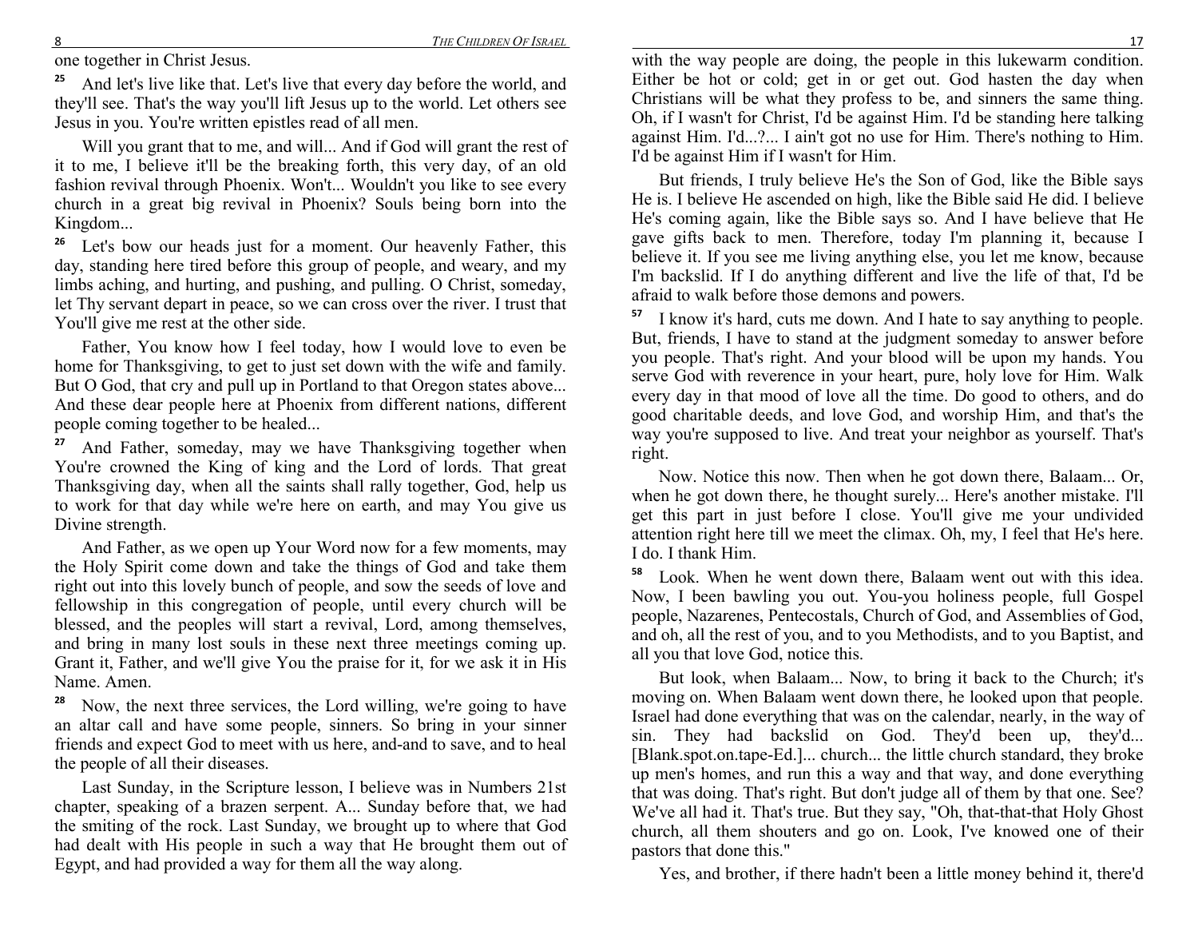one together in Christ Jesus.

25 And let's live like that. Let's live that every day before the world, and they'll see. That's the way you'll lift Jesus up to the world. Let others see Jesus in you. You're written epistles read of all men.

Will you grant that to me, and will... And if God will grant the rest of it to me, I believe it'll be the breaking forth, this very day, of an old fashion revival through Phoenix. Won't... Wouldn't you like to see every church in a great big revival in Phoenix? Souls being born into the Kingdom...

26 Let's bow our heads just for a moment. Our heavenly Father, this day, standing here tired before this group of people, and weary, and my limbs aching, and hurting, and pushing, and pulling. O Christ, someday, let Thy servant depart in peace, so we can cross over the river. I trust that You'll give me rest at the other side.

Father, You know how I feel today, how I would love to even be home for Thanksgiving, to get to just set down with the wife and family. But O God, that cry and pull up in Portland to that Oregon states above... And these dear people here at Phoenix from different nations, different people coming together to be healed...

27 And Father, someday, may we have Thanksgiving together when You're crowned the King of king and the Lord of lords. That great Thanksgiving day, when all the saints shall rally together, God, help us to work for that day while we're here on earth, and may You give us Divine strength.

And Father, as we open up Your Word now for a few moments, may the Holy Spirit come down and take the things of God and take them right out into this lovely bunch of people, and sow the seeds of love and fellowship in this congregation of people, until every church will be blessed, and the peoples will start a revival, Lord, among themselves, and bring in many lost souls in these next three meetings coming up. Grant it, Father, and we'll give You the praise for it, for we ask it in His Name. Amen.

28 Now, the next three services, the Lord willing, we're going to have an altar call and have some people, sinners. So bring in your sinner friends and expect God to meet with us here, and-and to save, and to heal the people of all their diseases.

Last Sunday, in the Scripture lesson, I believe was in Numbers 21st chapter, speaking of a brazen serpent. A... Sunday before that, we had the smiting of the rock. Last Sunday, we brought up to where that God had dealt with His people in such a way that He brought them out of Egypt, and had provided a way for them all the way along.

with the way people are doing, the people in this lukewarm condition. Either be hot or cold; get in or get out. God hasten the day when Christians will be what they profess to be, and sinners the same thing. Oh, if I wasn't for Christ, I'd be against Him. I'd be standing here talking against Him. I'd...?... I ain't got no use for Him. There's nothing to Him. I'd be against Him if I wasn't for Him.

But friends, I truly believe He's the Son of God, like the Bible says He is. I believe He ascended on high, like the Bible said He did. I believe He's coming again, like the Bible says so. And I have believe that He gave gifts back to men. Therefore, today I'm planning it, because I believe it. If you see me living anything else, you let me know, because I'm backslid. If I do anything different and live the life of that, I'd be afraid to walk before those demons and powers.

57 I know it's hard, cuts me down. And I hate to say anything to people. But, friends, I have to stand at the judgment someday to answer before you people. That's right. And your blood will be upon my hands. You serve God with reverence in your heart, pure, holy love for Him. Walk every day in that mood of love all the time. Do good to others, and do good charitable deeds, and love God, and worship Him, and that's the way you're supposed to live. And treat your neighbor as yourself. That's right.

Now. Notice this now. Then when he got down there, Balaam... Or, when he got down there, he thought surely... Here's another mistake. I'll get this part in just before I close. You'll give me your undivided attention right here till we meet the climax. Oh, my, I feel that He's here. I do. I thank Him.

58 Look. When he went down there, Balaam went out with this idea. Now, I been bawling you out. You-you holiness people, full Gospel people, Nazarenes, Pentecostals, Church of God, and Assemblies of God, and oh, all the rest of you, and to you Methodists, and to you Baptist, and all you that love God, notice this.

But look, when Balaam... Now, to bring it back to the Church; it's moving on. When Balaam went down there, he looked upon that people. Israel had done everything that was on the calendar, nearly, in the way of sin. They had backslid on God. They'd been up, they'd... [Blank.spot.on.tape-Ed.]... church... the little church standard, they broke up men's homes, and run this a way and that way, and done everything that was doing. That's right. But don't judge all of them by that one. See? We've all had it. That's true. But they say, "Oh, that-that-that Holy Ghost church, all them shouters and go on. Look, I've knowed one of their pastors that done this."

Yes, and brother, if there hadn't been a little money behind it, there'd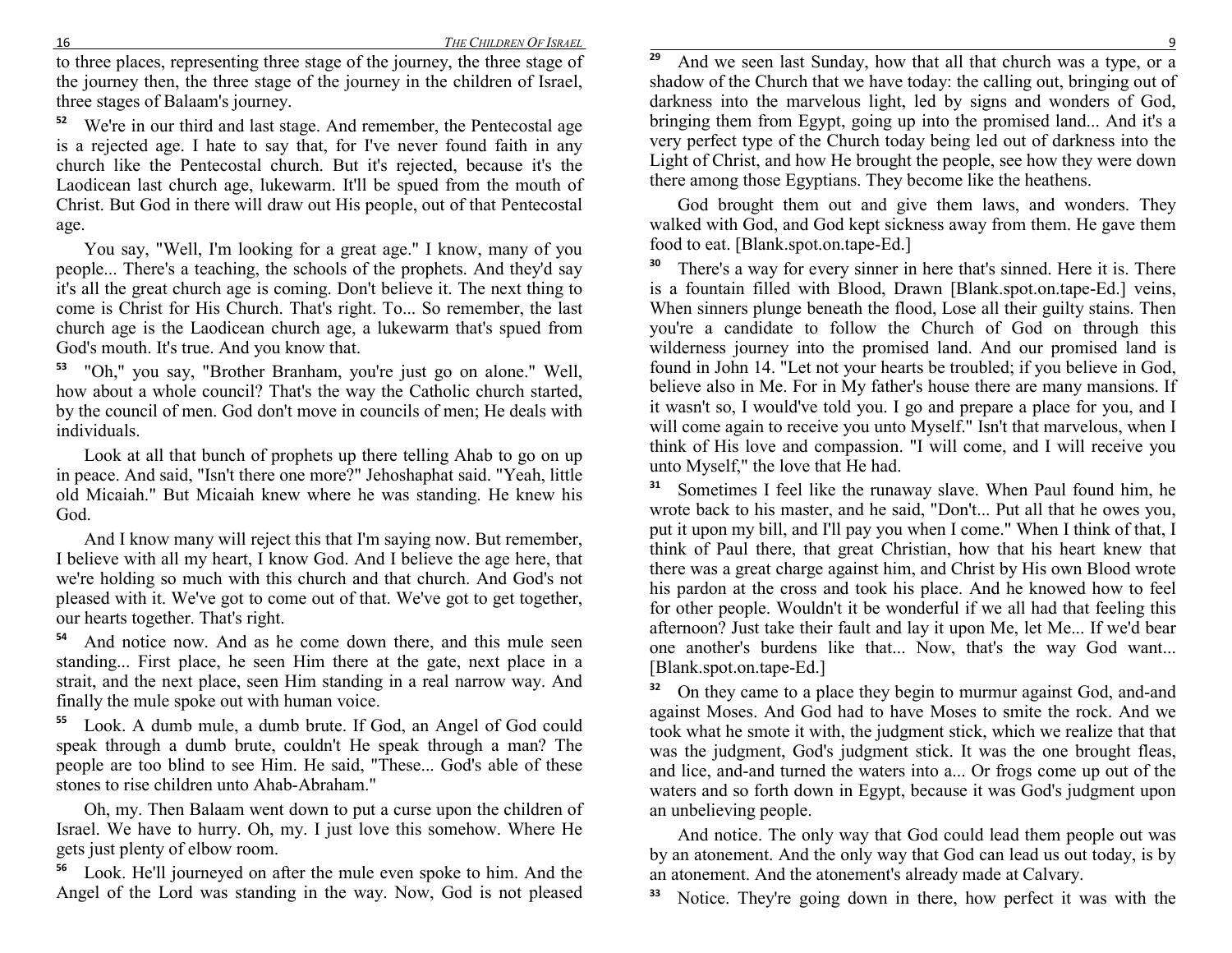to three places, representing three stage of the journey, the three stage of the journey then, the three stage of the journey in the children of Israel, three stages of Balaam's journey.

52 We're in our third and last stage. And remember, the Pentecostal age is a rejected age. I hate to say that, for I've never found faith in any church like the Pentecostal church. But it's rejected, because it's the Laodicean last church age, lukewarm. It'll be spued from the mouth of Christ. But God in there will draw out His people, out of that Pentecostal age.

You say, "Well, I'm looking for a great age." I know, many of you people... There's a teaching, the schools of the prophets. And they'd say it's all the great church age is coming. Don't believe it. The next thing to come is Christ for His Church. That's right. To... So remember, the last church age is the Laodicean church age, a lukewarm that's spued from God's mouth. It's true. And you know that.

53 "Oh," you say, "Brother Branham, you're just go on alone." Well, how about a whole council? That's the way the Catholic church started, by the council of men. God don't move in councils of men; He deals with individuals.

Look at all that bunch of prophets up there telling Ahab to go on up in peace. And said, "Isn't there one more?" Jehoshaphat said. "Yeah, little old Micaiah." But Micaiah knew where he was standing. He knew his God.

And I know many will reject this that I'm saying now. But remember, I believe with all my heart, I know God. And I believe the age here, that we're holding so much with this church and that church. And God's not pleased with it. We've got to come out of that. We've got to get together, our hearts together. That's right.

54 And notice now. And as he come down there, and this mule seen standing... First place, he seen Him there at the gate, next place in a strait, and the next place, seen Him standing in a real narrow way. And finally the mule spoke out with human voice.

55 Look. A dumb mule, a dumb brute. If God, an Angel of God could speak through a dumb brute, couldn't He speak through a man? The people are too blind to see Him. He said, "These... God's able of these stones to rise children unto Ahab-Abraham."

Oh, my. Then Balaam went down to put a curse upon the children of Israel. We have to hurry. Oh, my. I just love this somehow. Where He gets just plenty of elbow room.

56 Look. He'll journeyed on after the mule even spoke to him. And the Angel of the Lord was standing in the way. Now, God is not pleased

29 And we seen last Sunday, how that all that church was a type, or a shadow of the Church that we have today: the calling out, bringing out of darkness into the marvelous light, led by signs and wonders of God, bringing them from Egypt, going up into the promised land... And it's a very perfect type of the Church today being led out of darkness into the Light of Christ, and how He brought the people, see how they were down there among those Egyptians. They become like the heathens.

God brought them out and give them laws, and wonders. They walked with God, and God kept sickness away from them. He gave them food to eat. [Blank.spot.on.tape-Ed.]

30 There's a way for every sinner in here that's sinned. Here it is. There is a fountain filled with Blood, Drawn [Blank.spot.on.tape-Ed.] veins, When sinners plunge beneath the flood, Lose all their guilty stains. Then you're a candidate to follow the Church of God on through this wilderness journey into the promised land. And our promised land is found in John 14. "Let not your hearts be troubled; if you believe in God, believe also in Me. For in My father's house there are many mansions. If it wasn't so, I would've told you. I go and prepare a place for you, and I will come again to receive you unto Myself." Isn't that marvelous, when I think of His love and compassion. "I will come, and I will receive you unto Myself," the love that He had.

31 Sometimes I feel like the runaway slave. When Paul found him, he wrote back to his master, and he said, "Don't... Put all that he owes you, put it upon my bill, and I'll pay you when I come." When I think of that, I think of Paul there, that great Christian, how that his heart knew that there was a great charge against him, and Christ by His own Blood wrote his pardon at the cross and took his place. And he knowed how to feel for other people. Wouldn't it be wonderful if we all had that feeling this afternoon? Just take their fault and lay it upon Me, let Me... If we'd bear one another's burdens like that... Now, that's the way God want... [Blank.spot.on.tape-Ed.]

32 On they came to a place they begin to murmur against God, and-and against Moses. And God had to have Moses to smite the rock. And we took what he smote it with, the judgment stick, which we realize that that was the judgment, God's judgment stick. It was the one brought fleas, and lice, and-and turned the waters into a... Or frogs come up out of the waters and so forth down in Egypt, because it was God's judgment upon an unbelieving people.

And notice. The only way that God could lead them people out was by an atonement. And the only way that God can lead us out today, is by an atonement. And the atonement's already made at Calvary.

33 Notice. They're going down in there, how perfect it was with the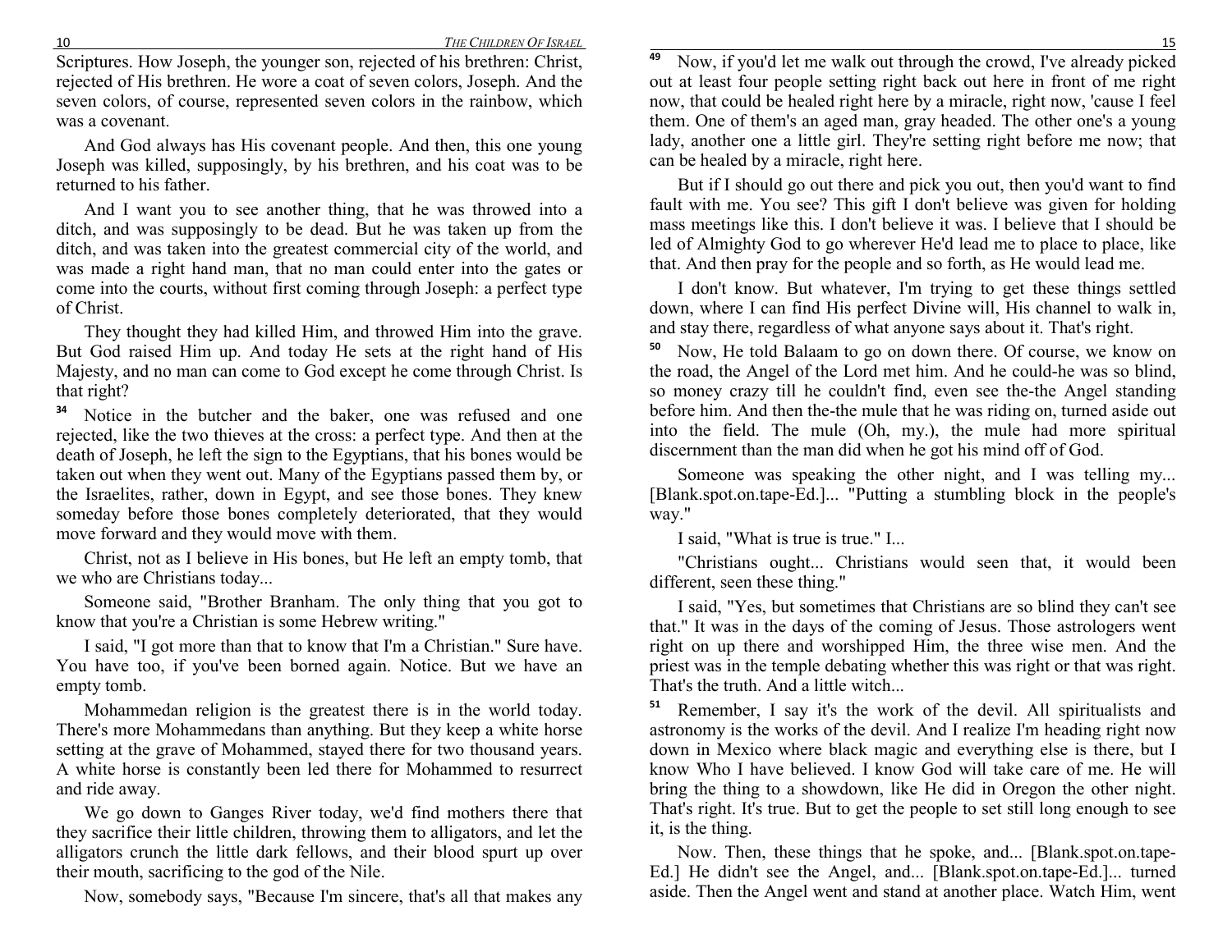Scriptures. How Joseph, the younger son, rejected of his brethren: Christ, rejected of His brethren. He wore a coat of seven colors, Joseph. And the seven colors, of course, represented seven colors in the rainbow, which was a covenant.

And God always has His covenant people. And then, this one young Joseph was killed, supposingly, by his brethren, and his coat was to be returned to his father.

And I want you to see another thing, that he was throwed into a ditch, and was supposingly to be dead. But he was taken up from the ditch, and was taken into the greatest commercial city of the world, and was made a right hand man, that no man could enter into the gates or come into the courts, without first coming through Joseph: a perfect type of Christ.

They thought they had killed Him, and throwed Him into the grave. But God raised Him up. And today He sets at the right hand of His Majesty, and no man can come to God except he come through Christ. Is that right?

34 Notice in the butcher and the baker, one was refused and one rejected, like the two thieves at the cross: a perfect type. And then at the death of Joseph, he left the sign to the Egyptians, that his bones would be taken out when they went out. Many of the Egyptians passed them by, or the Israelites, rather, down in Egypt, and see those bones. They knew someday before those bones completely deteriorated, that they would move forward and they would move with them.

Christ, not as I believe in His bones, but He left an empty tomb, that we who are Christians today...

Someone said, "Brother Branham. The only thing that you got to know that you're a Christian is some Hebrew writing."

I said, "I got more than that to know that I'm a Christian." Sure have. You have too, if you've been borned again. Notice. But we have an empty tomb.

Mohammedan religion is the greatest there is in the world today. There's more Mohammedans than anything. But they keep a white horse setting at the grave of Mohammed, stayed there for two thousand years. A white horse is constantly been led there for Mohammed to resurrect and ride away.

We go down to Ganges River today, we'd find mothers there that they sacrifice their little children, throwing them to alligators, and let the alligators crunch the little dark fellows, and their blood spurt up over their mouth, sacrificing to the god of the Nile.

Now, somebody says, "Because I'm sincere, that's all that makes any

49 Now, if you'd let me walk out through the crowd, I've already picked out at least four people setting right back out here in front of me right now, that could be healed right here by a miracle, right now, 'cause I feel them. One of them's an aged man, gray headed. The other one's a young lady, another one a little girl. They're setting right before me now; that can be healed by a miracle, right here.

But if I should go out there and pick you out, then you'd want to find fault with me. You see? This gift I don't believe was given for holding mass meetings like this. I don't believe it was. I believe that I should be led of Almighty God to go wherever He'd lead me to place to place, like that. And then pray for the people and so forth, as He would lead me.

I don't know. But whatever, I'm trying to get these things settled down, where I can find His perfect Divine will, His channel to walk in, and stay there, regardless of what anyone says about it. That's right.

50 Now, He told Balaam to go on down there. Of course, we know on the road, the Angel of the Lord met him. And he could-he was so blind, so money crazy till he couldn't find, even see the-the Angel standing before him. And then the-the mule that he was riding on, turned aside out into the field. The mule (Oh, my.), the mule had more spiritual discernment than the man did when he got his mind off of God.

Someone was speaking the other night, and I was telling my... [Blank.spot.on.tape-Ed.]... "Putting a stumbling block in the people's way."

I said, "What is true is true." I...

"Christians ought... Christians would seen that, it would been different, seen these thing."

I said, "Yes, but sometimes that Christians are so blind they can't see that." It was in the days of the coming of Jesus. Those astrologers went right on up there and worshipped Him, the three wise men. And the priest was in the temple debating whether this was right or that was right. That's the truth. And a little witch...

51 Remember, I say it's the work of the devil. All spiritualists and astronomy is the works of the devil. And I realize I'm heading right now down in Mexico where black magic and everything else is there, but I know Who I have believed. I know God will take care of me. He will bring the thing to a showdown, like He did in Oregon the other night. That's right. It's true. But to get the people to set still long enough to see it, is the thing.

Now. Then, these things that he spoke, and... [Blank.spot.on.tape-Ed.] He didn't see the Angel, and... [Blank.spot.on.tape-Ed.]... turned aside. Then the Angel went and stand at another place. Watch Him, went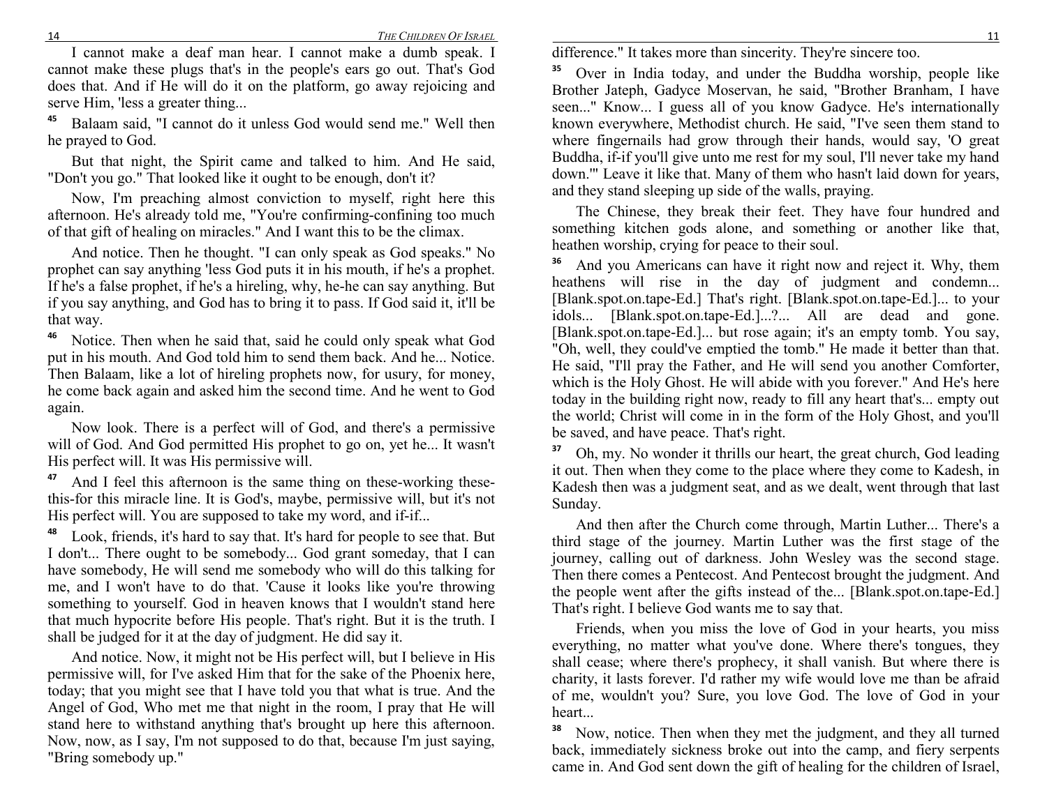I cannot make a deaf man hear. I cannot make a dumb speak. I cannot make these plugs that's in the people's ears go out. That's God does that. And if He will do it on the platform, go away rejoicing and serve Him, 'less a greater thing...

**45** Balaam said, "I cannot do it unless God would send me." Well then he prayed to God.

But that night, the Spirit came and talked to him. And He said, "Don't you go." That looked like it ought to be enough, don't it?

Now, I'm preaching almost conviction to myself, right here this afternoon. He's already told me, "You're confirming-confining too much of that gift of healing on miracles." And I want this to be the climax.

And notice. Then he thought. "I can only speak as God speaks." No prophet can say anything 'less God puts it in his mouth, if he's a prophet. If he's a false prophet, if he's a hireling, why, he-he can say anything. But if you say anything, and God has to bring it to pass. If God said it, it'll be that way.

**46** Notice. Then when he said that, said he could only speak what God put in his mouth. And God told him to send them back. And he... Notice. Then Balaam, like a lot of hireling prophets now, for usury, for money, he come back again and asked him the second time. And he went to God again.

Now look. There is a perfect will of God, and there's a permissive will of God. And God permitted His prophet to go on, yet he... It wasn't His perfect will. It was His permissive will.

**47** And I feel this afternoon is the same thing on these-working these-this-for this miracle line. It is God's, maybe, permissive will, but it's not His perfect will. You are supposed to take my word, and if-if...

**48** Look, friends, it's hard to say that. It's hard for people to see that. But I don't... There ought to be somebody... God grant someday, that I can have somebody, He will send me somebody who will do this talking for me, and I won't have to do that. 'Cause it looks like you're throwing something to yourself. God in heaven knows that I wouldn't stand here that much hypocrite before His people. That's right. But it is the truth. I shall be judged for it at the day of judgment. He did say it.

And notice. Now, it might not be His perfect will, but I believe in His permissive will, for I've asked Him that for the sake of the Phoenix here, today; that you might see that I have told you that what is true. And the Angel of God, Who met me that night in the room, I pray that He will stand here to withstand anything that's brought up here this afternoon. Now, now, as I say, I'm not supposed to do that, because I'm just saying, "Bring somebody up."

difference." It takes more than sincerity. They're sincere too.

**35** Over in India today, and under the Buddha worship, people like Brother Jateph, Gadyce Moservan, he said, "Brother Branham, I have seen..." Know... I guess all of you know Gadyce. He's internationally known everywhere, Methodist church. He said, "I've seen them stand to where fingernails had grow through their hands, would say, 'O great Buddha, if-if you'll give unto me rest for my soul, I'll never take my hand down.'" Leave it like that. Many of them who hasn't laid down for years, and they stand sleeping up side of the walls, praying.

The Chinese, they break their feet. They have four hundred and something kitchen gods alone, and something or another like that, heathen worship, crying for peace to their soul.

**36** And you Americans can have it right now and reject it. Why, them heathens will rise in the day of judgment and condemn... [Blank.spot.on.tape-Ed.] That's right. [Blank.spot.on.tape-Ed.]... to your idols... [Blank.spot.on.tape-Ed.]...?... All are dead and gone. [Blank.spot.on.tape-Ed.]... but rose again; it's an empty tomb. You say, "Oh, well, they could've emptied the tomb." He made it better than that. He said, "I'll pray the Father, and He will send you another Comforter, which is the Holy Ghost. He will abide with you forever." And He's here today in the building right now, ready to fill any heart that's... empty out the world; Christ will come in in the form of the Holy Ghost, and you'll be saved, and have peace. That's right.

**37** Oh, my. No wonder it thrills our heart, the great church, God leading it out. Then when they come to the place where they come to Kadesh, in Kadesh then was a judgment seat, and as we dealt, went through that last Sunday.

And then after the Church come through, Martin Luther... There's a third stage of the journey. Martin Luther was the first stage of the journey, calling out of darkness. John Wesley was the second stage. Then there comes a Pentecost. And Pentecost brought the judgment. And the people went after the gifts instead of the... [Blank.spot.on.tape-Ed.] That's right. I believe God wants me to say that.

Friends, when you miss the love of God in your hearts, you miss everything, no matter what you've done. Where there's tongues, they shall cease; where there's prophecy, it shall vanish. But where there is charity, it lasts forever. I'd rather my wife would love me than be afraid of me, wouldn't you? Sure, you love God. The love of God in your heart...

**38** Now, notice. Then when they met the judgment, and they all turned back, immediately sickness broke out into the camp, and fiery serpents came in. And God sent down the gift of healing for the children of Israel,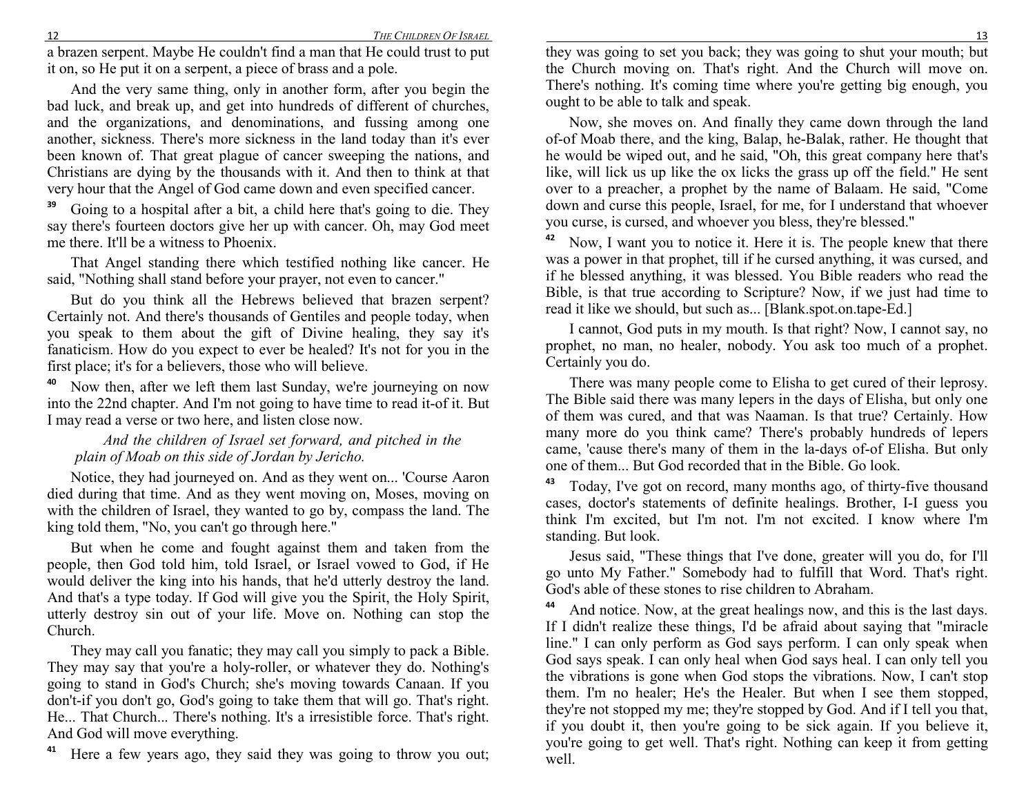a brazen serpent. Maybe He couldn't find a man that He could trust to put it on, so He put it on a serpent, a piece of brass and a pole.

And the very same thing, only in another form, after you begin the bad luck, and break up, and get into hundreds of different of churches, and the organizations, and denominations, and fussing among one another, sickness. There's more sickness in the land today than it's ever been known of. That great plague of cancer sweeping the nations, and Christians are dying by the thousands with it. And then to think at that very hour that the Angel of God came down and even specified cancer.

**39** Going to a hospital after a bit, a child here that's going to die. They say there's fourteen doctors give her up with cancer. Oh, may God meet me there. It'll be a witness to Phoenix.

That Angel standing there which testified nothing like cancer. He said, "Nothing shall stand before your prayer, not even to cancer."

But do you think all the Hebrews believed that brazen serpent? Certainly not. And there's thousands of Gentiles and people today, when you speak to them about the gift of Divine healing, they say it's fanaticism. How do you expect to ever be healed? It's not for you in the first place; it's for a believers, those who will believe.

**40** Now then, after we left them last Sunday, we're journeying on now into the 22nd chapter. And I'm not going to have time to read it-of it. But I may read a verse or two here, and listen close now.

> *And the children of Israel set forward, and pitched in the plain of Moab on this side of Jordan by Jericho.*

Notice, they had journeyed on. And as they went on... 'Course Aaron died during that time. And as they went moving on, Moses, moving on with the children of Israel, they wanted to go by, compass the land. The king told them, "No, you can't go through here."

But when he come and fought against them and taken from the people, then God told him, told Israel, or Israel vowed to God, if He would deliver the king into his hands, that he'd utterly destroy the land. And that's a type today. If God will give you the Spirit, the Holy Spirit, utterly destroy sin out of your life. Move on. Nothing can stop the Church.

They may call you fanatic; they may call you simply to pack a Bible. They may say that you're a holy-roller, or whatever they do. Nothing's going to stand in God's Church; she's moving towards Canaan. If you don't-if you don't go, God's going to take them that will go. That's right. He... That Church... There's nothing. It's a irresistible force. That's right. And God will move everything.

**41** Here a few years ago, they said they was going to throw you out; they was going to set you back; they was going to shut your mouth; but the Church moving on. That's right. And the Church will move on. There's nothing. It's coming time where you're getting big enough, you ought to be able to talk and speak.

Now, she moves on. And finally they came down through the land of-of Moab there, and the king, Balap, he-Balak, rather. He thought that he would be wiped out, and he said, "Oh, this great company here that's like, will lick us up like the ox licks the grass up off the field." He sent over to a preacher, a prophet by the name of Balaam. He said, "Come down and curse this people, Israel, for me, for I understand that whoever you curse, is cursed, and whoever you bless, they're blessed."

**42** Now, I want you to notice it. Here it is. The people knew that there was a power in that prophet, till if he cursed anything, it was cursed, and if he blessed anything, it was blessed. You Bible readers who read the Bible, is that true according to Scripture? Now, if we just had time to read it like we should, but such as... [Blank.spot.on.tape-Ed.]

I cannot, God puts in my mouth. Is that right? Now, I cannot say, no prophet, no man, no healer, nobody. You ask too much of a prophet. Certainly you do.

There was many people come to Elisha to get cured of their leprosy. The Bible said there was many lepers in the days of Elisha, but only one of them was cured, and that was Naaman. Is that true? Certainly. How many more do you think came? There's probably hundreds of lepers came, 'cause there's many of them in the la-days of-of Elisha. But only one of them... But God recorded that in the Bible. Go look.

**43** Today, I've got on record, many months ago, of thirty-five thousand cases, doctor's statements of definite healings. Brother, I-I guess you think I'm excited, but I'm not. I'm not excited. I know where I'm standing. But look.

Jesus said, "These things that I've done, greater will you do, for I'll go unto My Father." Somebody had to fulfill that Word. That's right. God's able of these stones to rise children to Abraham.

**44** And notice. Now, at the great healings now, and this is the last days. If I didn't realize these things, I'd be afraid about saying that "miracle line." I can only perform as God says perform. I can only speak when God says speak. I can only heal when God says heal. I can only tell you the vibrations is gone when God stops the vibrations. Now, I can't stop them. I'm no healer; He's the Healer. But when I see them stopped, they're not stopped my me; they're stopped by God. And if I tell you that, if you doubt it, then you're going to be sick again. If you believe it, you're going to get well. That's right. Nothing can keep it from getting well.